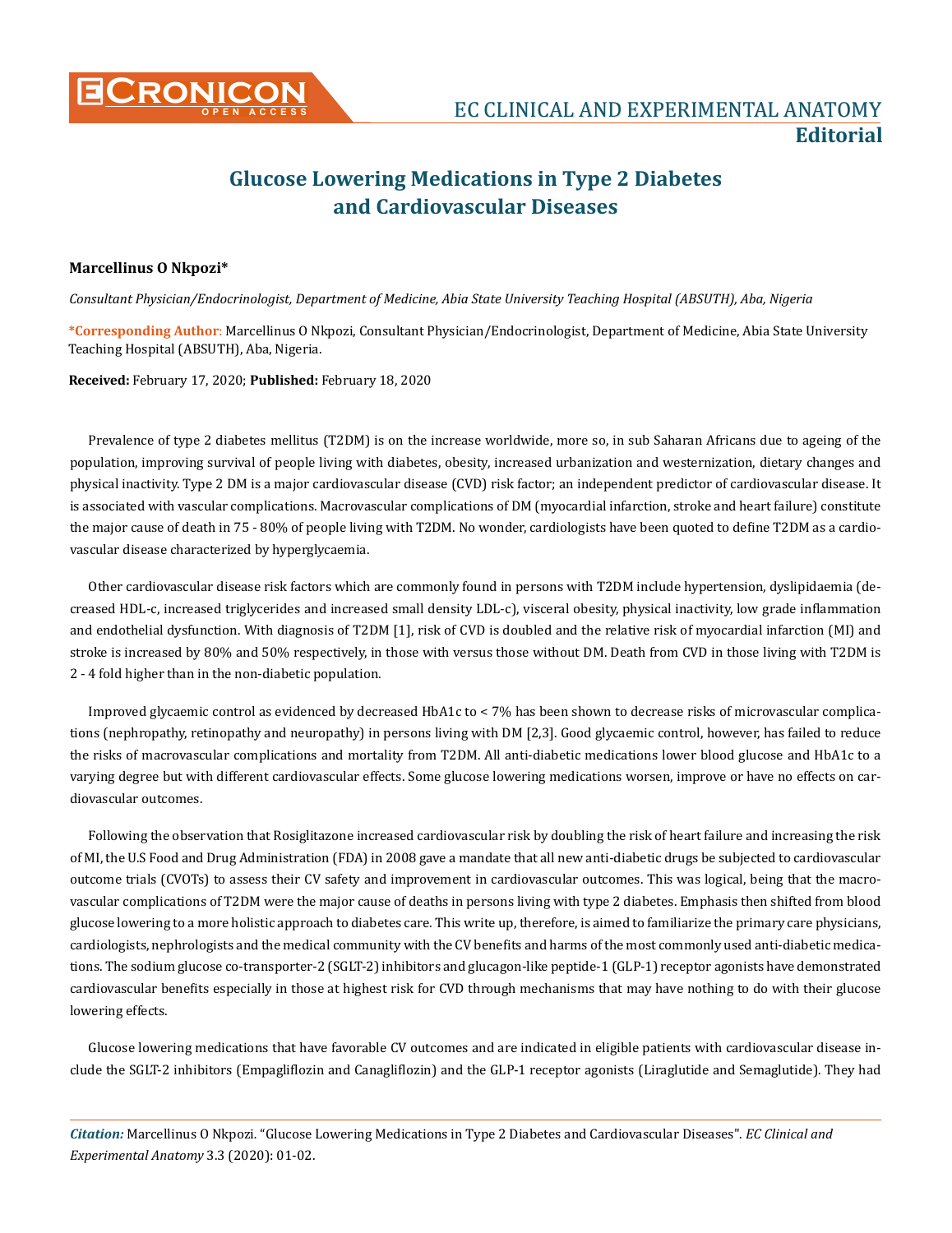**Editorial**

# Glucose Lowering Medications in Type 2 Diabetes and Cardiovascular Diseases

**Marcellinus O Nkpozi***

*Consultant Physician/Endocrinologist, Department of Medicine, Abia State University Teaching Hospital (ABSUTH), Aba, Nigeria*

**\*Corresponding Author:** Marcellinus O Nkpozi, Consultant Physician/Endocrinologist, Department of Medicine, Abia State University Teaching Hospital (ABSUTH), Aba, Nigeria.

**Received:** February 17, 2020; **Published:** February 18, 2020

Prevalence of type 2 diabetes mellitus (T2DM) is on the increase worldwide, more so, in sub Saharan Africans due to ageing of the population, improving survival of people living with diabetes, obesity, increased urbanization and westernization, dietary changes and physical inactivity. Type 2 DM is a major cardiovascular disease (CVD) risk factor; an independent predictor of cardiovascular disease. It is associated with vascular complications. Macrovascular complications of DM (myocardial infarction, stroke and heart failure) constitute the major cause of death in 75 - 80% of people living with T2DM. No wonder, cardiologists have been quoted to define T2DM as a cardiovascular disease characterized by hyperglycaemia.

Other cardiovascular disease risk factors which are commonly found in persons with T2DM include hypertension, dyslipidaemia (decreased HDL-c, increased triglycerides and increased small density LDL-c), visceral obesity, physical inactivity, low grade inflammation and endothelial dysfunction. With diagnosis of T2DM [1], risk of CVD is doubled and the relative risk of myocardial infarction (MI) and stroke is increased by 80% and 50% respectively, in those with versus those without DM. Death from CVD in those living with T2DM is 2 - 4 fold higher than in the non-diabetic population.

Improved glycaemic control as evidenced by decreased HbA1c to < 7% has been shown to decrease risks of microvascular complications (nephropathy, retinopathy and neuropathy) in persons living with DM [2,3]. Good glycaemic control, however, has failed to reduce the risks of macrovascular complications and mortality from T2DM. All anti-diabetic medications lower blood glucose and HbA1c to a varying degree but with different cardiovascular effects. Some glucose lowering medications worsen, improve or have no effects on cardiovascular outcomes.

Following the observation that Rosiglitazone increased cardiovascular risk by doubling the risk of heart failure and increasing the risk of MI, the U.S Food and Drug Administration (FDA) in 2008 gave a mandate that all new anti-diabetic drugs be subjected to cardiovascular outcome trials (CVOTs) to assess their CV safety and improvement in cardiovascular outcomes. This was logical, being that the macrovascular complications of T2DM were the major cause of deaths in persons living with type 2 diabetes. Emphasis then shifted from blood glucose lowering to a more holistic approach to diabetes care. This write up, therefore, is aimed to familiarize the primary care physicians, cardiologists, nephrologists and the medical community with the CV benefits and harms of the most commonly used anti-diabetic medications. The sodium glucose co-transporter-2 (SGLT-2) inhibitors and glucagon-like peptide-1 (GLP-1) receptor agonists have demonstrated cardiovascular benefits especially in those at highest risk for CVD through mechanisms that may have nothing to do with their glucose lowering effects.

Glucose lowering medications that have favorable CV outcomes and are indicated in eligible patients with cardiovascular disease include the SGLT-2 inhibitors (Empagliflozin and Canagliflozin) and the GLP-1 receptor agonists (Liraglutide and Semaglutide). They had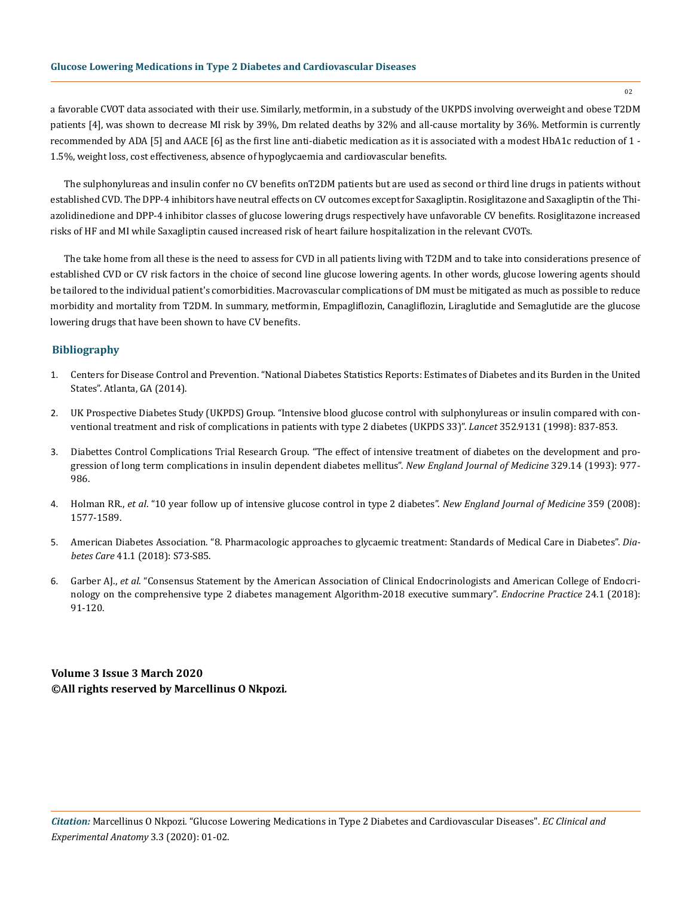a favorable CVOT data associated with their use. Similarly, metformin, in a substudy of the UKPDS involving overweight and obese T2DM patients [4], was shown to decrease MI risk by 39%, Dm related deaths by 32% and all-cause mortality by 36%. Metformin is currently recommended by ADA [5] and AACE [6] as the first line anti-diabetic medication as it is associated with a modest HbA1c reduction of 1 - 1.5%, weight loss, cost effectiveness, absence of hypoglycaemia and cardiovascular benefits.

The sulphonylureas and insulin confer no CV benefits onT2DM patients but are used as second or third line drugs in patients without established CVD. The DPP-4 inhibitors have neutral effects on CV outcomes except for Saxagliptin. Rosiglitazone and Saxagliptin of the Thiazolidinedione and DPP-4 inhibitor classes of glucose lowering drugs respectively have unfavorable CV benefits. Rosiglitazone increased risks of HF and MI while Saxagliptin caused increased risk of heart failure hospitalization in the relevant CVOTs.

The take home from all these is the need to assess for CVD in all patients living with T2DM and to take into considerations presence of established CVD or CV risk factors in the choice of second line glucose lowering agents. In other words, glucose lowering agents should be tailored to the individual patient's comorbidities. Macrovascular complications of DM must be mitigated as much as possible to reduce morbidity and mortality from T2DM. In summary, metformin, Empagliflozin, Canagliflozin, Liraglutide and Semaglutide are the glucose lowering drugs that have been shown to have CV benefits.

## Bibliography

1. Centers for Disease Control and Prevention. "National Diabetes Statistics Reports: Estimates of Diabetes and its Burden in the United States". Atlanta, GA (2014).
2. UK Prospective Diabetes Study (UKPDS) Group. "Intensive blood glucose control with sulphonylureas or insulin compared with conventional treatment and risk of complications in patients with type 2 diabetes (UKPDS 33)". *Lancet* 352.9131 (1998): 837-853.
3. Diabettes Control Complications Trial Research Group. "The effect of intensive treatment of diabetes on the development and progression of long term complications in insulin dependent diabetes mellitus". *New England Journal of Medicine* 329.14 (1993): 977-986.
4. Holman RR., *et al*. "10 year follow up of intensive glucose control in type 2 diabetes". *New England Journal of Medicine* 359 (2008): 1577-1589.
5. American Diabetes Association. "8. Pharmacologic approaches to glycaemic treatment: Standards of Medical Care in Diabetes". *Diabetes Care* 41.1 (2018): S73-S85.
6. Garber AJ., *et al*. "Consensus Statement by the American Association of Clinical Endocrinologists and American College of Endocrinology on the comprehensive type 2 diabetes management Algorithm-2018 executive summary". *Endocrine Practice* 24.1 (2018): 91-120.

**Volume 3 Issue 3 March 2020**
**©All rights reserved by Marcellinus O Nkpozi.**